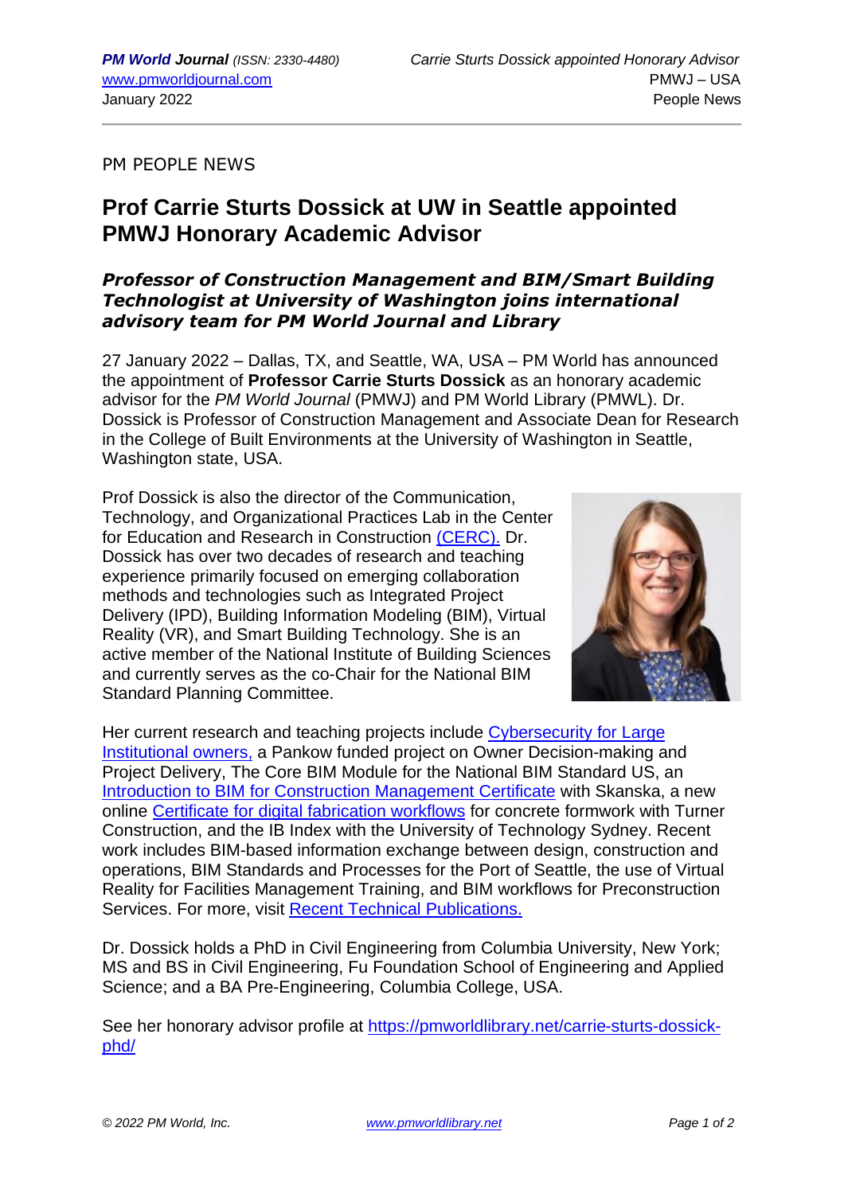PM PEOPLE NEWS

# Prof Carrie Sturts Dossick at UW in Seattle appointed PMWJ Honorary Academic Advisor

### *Professor of Construction Management and BIM/Smart Building Technologist at University of Washington joins international advisory team for PM World Journal and Library*

27 January 2022 – Dallas, TX, and Seattle, WA, USA – PM World has announced the appointment of **Professor Carrie Sturts Dossick** as an honorary academic advisor for the *PM World Journal* (PMWJ) and PM World Library (PMWL). Dr. Dossick is Professor of Construction Management and Associate Dean for Research in the College of Built Environments at the University of Washington in Seattle, Washington state, USA.

Prof Dossick is also the director of the Communication, Technology, and Organizational Practices Lab in the Center for Education and Research in Construction (CERC). Dr. Dossick has over two decades of research and teaching experience primarily focused on emerging collaboration methods and technologies such as Integrated Project Delivery (IPD), Building Information Modeling (BIM), Virtual Reality (VR), and Smart Building Technology. She is an active member of the National Institute of Building Sciences and currently serves as the co-Chair for the National BIM Standard Planning Committee.

Her current research and teaching projects include Cybersecurity for Large Institutional owners, a Pankow funded project on Owner Decision-making and Project Delivery, The Core BIM Module for the National BIM Standard US, an Introduction to BIM for Construction Management Certificate with Skanska, a new online Certificate for digital fabrication workflows for concrete formwork with Turner Construction, and the IB Index with the University of Technology Sydney. Recent work includes BIM-based information exchange between design, construction and operations, BIM Standards and Processes for the Port of Seattle, the use of Virtual Reality for Facilities Management Training, and BIM workflows for Preconstruction Services. For more, visit Recent Technical Publications.

Dr. Dossick holds a PhD in Civil Engineering from Columbia University, New York; MS and BS in Civil Engineering, Fu Foundation School of Engineering and Applied Science; and a BA Pre-Engineering, Columbia College, USA.

See her honorary advisor profile at https://pmworldlibrary.net/carrie-sturts-dossick-phd/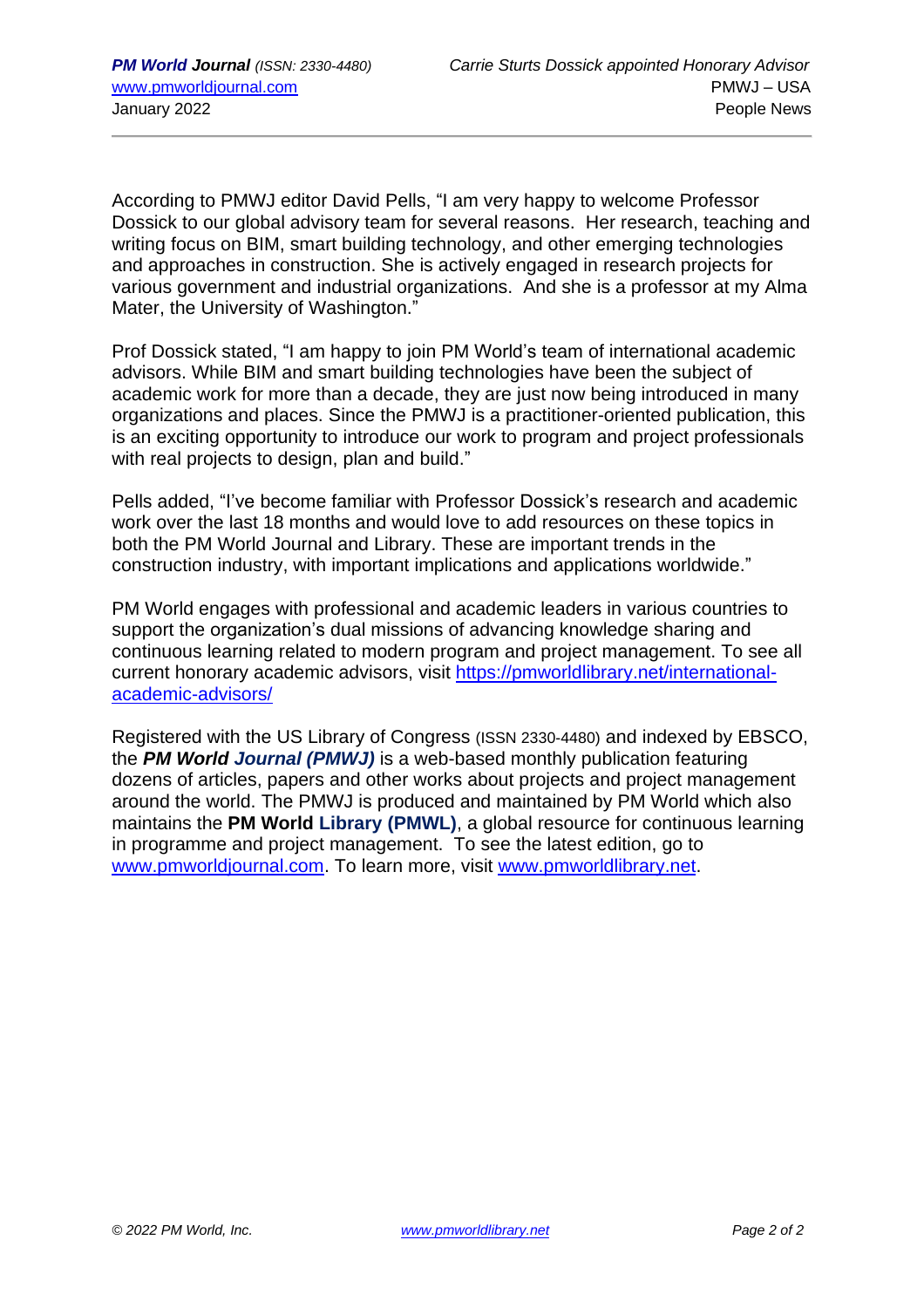According to PMWJ editor David Pells, "I am very happy to welcome Professor Dossick to our global advisory team for several reasons. Her research, teaching and writing focus on BIM, smart building technology, and other emerging technologies and approaches in construction. She is actively engaged in research projects for various government and industrial organizations. And she is a professor at my Alma Mater, the University of Washington."

Prof Dossick stated, "I am happy to join PM World's team of international academic advisors. While BIM and smart building technologies have been the subject of academic work for more than a decade, they are just now being introduced in many organizations and places. Since the PMWJ is a practitioner-oriented publication, this is an exciting opportunity to introduce our work to program and project professionals with real projects to design, plan and build."

Pells added, "I've become familiar with Professor Dossick's research and academic work over the last 18 months and would love to add resources on these topics in both the PM World Journal and Library. These are important trends in the construction industry, with important implications and applications worldwide."

PM World engages with professional and academic leaders in various countries to support the organization's dual missions of advancing knowledge sharing and continuous learning related to modern program and project management. To see all current honorary academic advisors, visit https://pmworldlibrary.net/international-academic-advisors/

Registered with the US Library of Congress (ISSN 2330-4480) and indexed by EBSCO, the ***PM World Journal (PMWJ)*** is a web-based monthly publication featuring dozens of articles, papers and other works about projects and project management around the world. The PMWJ is produced and maintained by PM World which also maintains the **PM World Library (PMWL)**, a global resource for continuous learning in programme and project management. To see the latest edition, go to www.pmworldjournal.com. To learn more, visit www.pmworldlibrary.net.